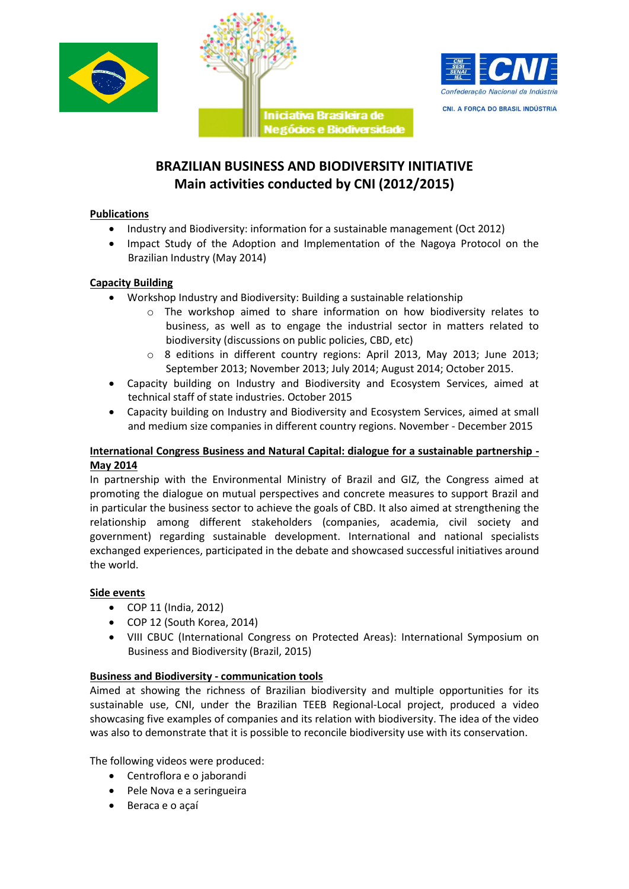# BRAZILIAN BUSINESS AND BIODIVERSITY INITIATIVE
## Main activities conducted by CNI (2012/2015)

### Publications

- Industry and Biodiversity: information for a sustainable management (Oct 2012)
- Impact Study of the Adoption and Implementation of the Nagoya Protocol on the Brazilian Industry (May 2014)

### Capacity Building

- Workshop Industry and Biodiversity: Building a sustainable relationship
    - The workshop aimed to share information on how biodiversity relates to business, as well as to engage the industrial sector in matters related to biodiversity (discussions on public policies, CBD, etc)
    - 8 editions in different country regions: April 2013, May 2013; June 2013; September 2013; November 2013; July 2014; August 2014; October 2015.
- Capacity building on Industry and Biodiversity and Ecosystem Services, aimed at technical staff of state industries. October 2015
- Capacity building on Industry and Biodiversity and Ecosystem Services, aimed at small and medium size companies in different country regions. November - December 2015

### International Congress Business and Natural Capital: dialogue for a sustainable partnership - May 2014

In partnership with the Environmental Ministry of Brazil and GIZ, the Congress aimed at promoting the dialogue on mutual perspectives and concrete measures to support Brazil and in particular the business sector to achieve the goals of CBD. It also aimed at strengthening the relationship among different stakeholders (companies, academia, civil society and government) regarding sustainable development. International and national specialists exchanged experiences, participated in the debate and showcased successful initiatives around the world.

### Side events

- COP 11 (India, 2012)
- COP 12 (South Korea, 2014)
- VIII CBUC (International Congress on Protected Areas): International Symposium on Business and Biodiversity (Brazil, 2015)

### Business and Biodiversity - communication tools

Aimed at showing the richness of Brazilian biodiversity and multiple opportunities for its sustainable use, CNI, under the Brazilian TEEB Regional-Local project, produced a video showcasing five examples of companies and its relation with biodiversity. The idea of the video was also to demonstrate that it is possible to reconcile biodiversity use with its conservation.

The following videos were produced:

- Centroflora e o jaborandi
- Pele Nova e a seringueira
- Beraca e o açaí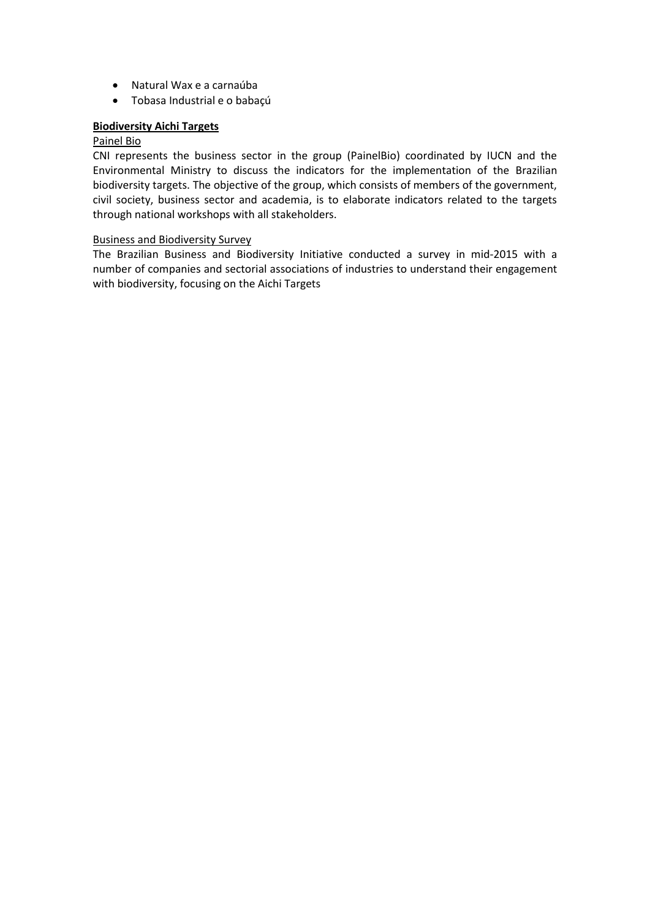- Natural Wax e a carnaúba
- Tobasa Industrial e o babaçú

**Biodiversity Aichi Targets**

Painel Bio

CNI represents the business sector in the group (PainelBio) coordinated by IUCN and the Environmental Ministry to discuss the indicators for the implementation of the Brazilian biodiversity targets. The objective of the group, which consists of members of the government, civil society, business sector and academia, is to elaborate indicators related to the targets through national workshops with all stakeholders.

Business and Biodiversity Survey

The Brazilian Business and Biodiversity Initiative conducted a survey in mid-2015 with a number of companies and sectorial associations of industries to understand their engagement with biodiversity, focusing on the Aichi Targets